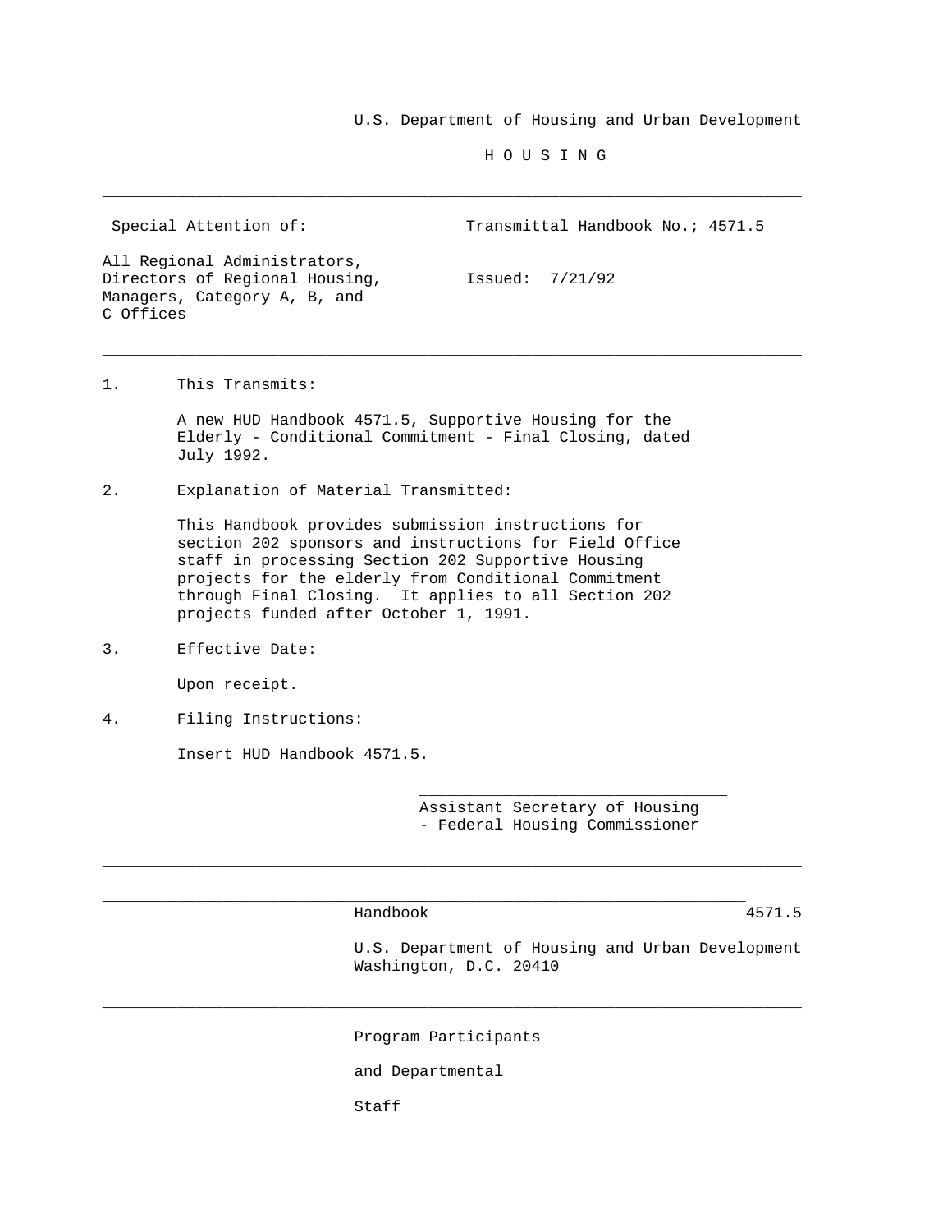U.S. Department of Housing and Urban Development

H O U S I N G

---

| Special Attention of: | Transmittal Handbook No.; 4571.5 |
| --- | --- |
| All Regional Administrators, Directors of Regional Housing, Managers, Category A, B, and C Offices | Issued: 7/21/92 |

---

1. This Transmits:

   A new HUD Handbook 4571.5, Supportive Housing for the Elderly - Conditional Commitment - Final Closing, dated July 1992.

2. Explanation of Material Transmitted:

   This Handbook provides submission instructions for section 202 sponsors and instructions for Field Office staff in processing Section 202 Supportive Housing projects for the elderly from Conditional Commitment through Final Closing. It applies to all Section 202 projects funded after October 1, 1991.

3. Effective Date:

   Upon receipt.

4. Filing Instructions:

   Insert HUD Handbook 4571.5.

\_\_\_\_\_\_\_\_\_\_\_\_\_\_\_\_\_\_\_\_\_\_\_\_\_\_\_\_\_\_\_\_\_
Assistant Secretary of Housing
- Federal Housing Commissioner

---

Handbook 4571.5

U.S. Department of Housing and Urban Development
Washington, D.C. 20410

---

Program Participants

and Departmental

Staff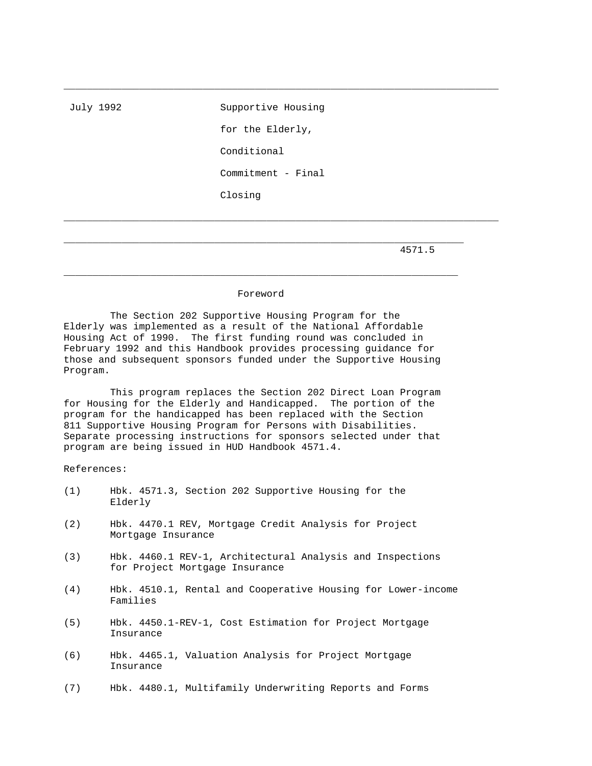July 1992

# Supportive Housing for the Elderly, Conditional Commitment - Final Closing

4571.5

## Foreword

The Section 202 Supportive Housing Program for the Elderly was implemented as a result of the National Affordable Housing Act of 1990. The first funding round was concluded in February 1992 and this Handbook provides processing guidance for those and subsequent sponsors funded under the Supportive Housing Program.

This program replaces the Section 202 Direct Loan Program for Housing for the Elderly and Handicapped. The portion of the program for the handicapped has been replaced with the Section 811 Supportive Housing Program for Persons with Disabilities. Separate processing instructions for sponsors selected under that program are being issued in HUD Handbook 4571.4.

References:

(1) Hbk. 4571.3, Section 202 Supportive Housing for the Elderly

(2) Hbk. 4470.1 REV, Mortgage Credit Analysis for Project Mortgage Insurance

(3) Hbk. 4460.1 REV-1, Architectural Analysis and Inspections for Project Mortgage Insurance

(4) Hbk. 4510.1, Rental and Cooperative Housing for Lower-income Families

(5) Hbk. 4450.1-REV-1, Cost Estimation for Project Mortgage Insurance

(6) Hbk. 4465.1, Valuation Analysis for Project Mortgage Insurance

(7) Hbk. 4480.1, Multifamily Underwriting Reports and Forms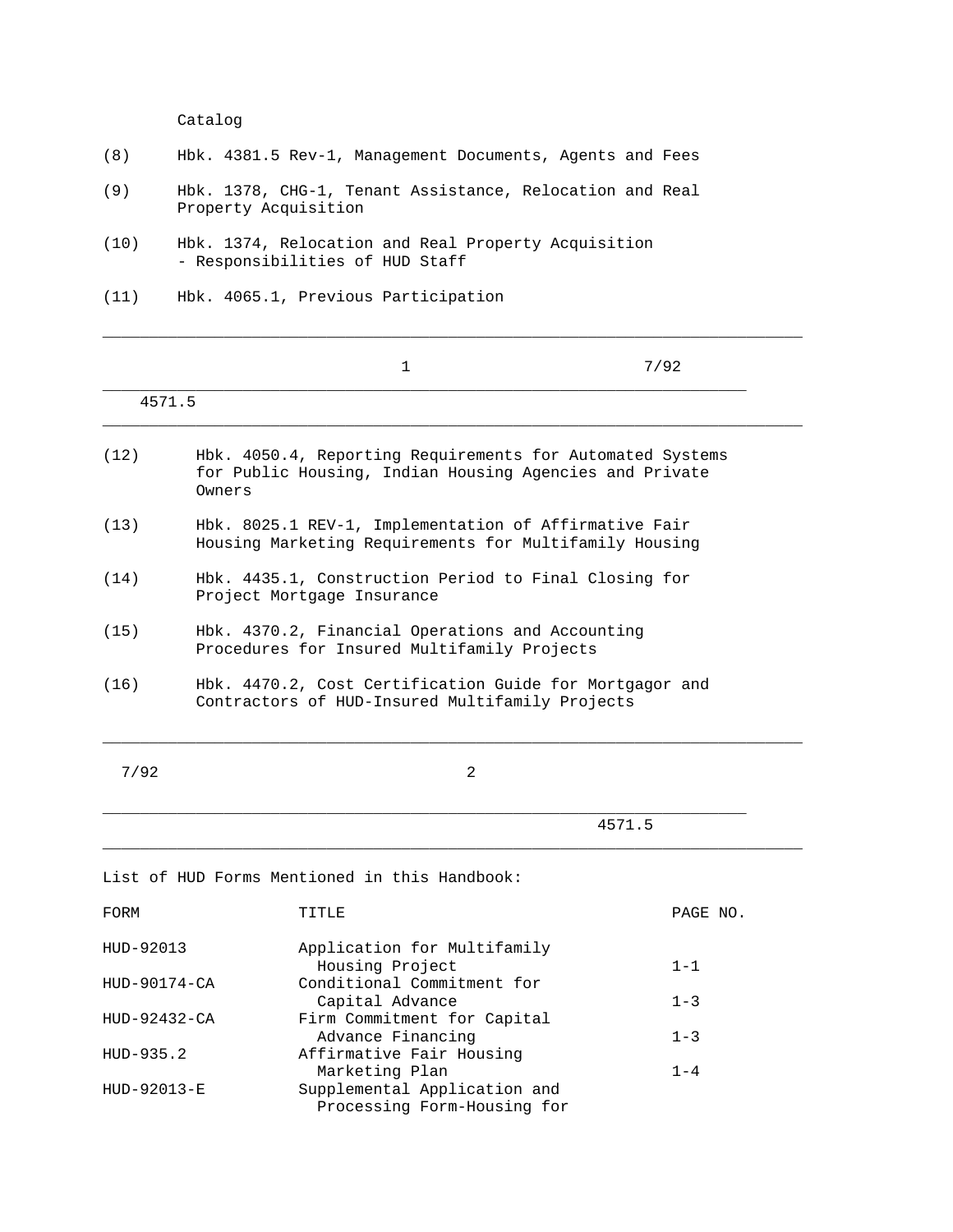Catalog

(8) Hbk. 4381.5 Rev-1, Management Documents, Agents and Fees

(9) Hbk. 1378, CHG-1, Tenant Assistance, Relocation and Real Property Acquisition

(10) Hbk. 1374, Relocation and Real Property Acquisition - Responsibilities of HUD Staff

(11) Hbk. 4065.1, Previous Participation

(12) Hbk. 4050.4, Reporting Requirements for Automated Systems for Public Housing, Indian Housing Agencies and Private Owners

(13) Hbk. 8025.1 REV-1, Implementation of Affirmative Fair Housing Marketing Requirements for Multifamily Housing

(14) Hbk. 4435.1, Construction Period to Final Closing for Project Mortgage Insurance

(15) Hbk. 4370.2, Financial Operations and Accounting Procedures for Insured Multifamily Projects

(16) Hbk. 4470.2, Cost Certification Guide for Mortgagor and Contractors of HUD-Insured Multifamily Projects

List of HUD Forms Mentioned in this Handbook:

| FORM | TITLE | PAGE NO. |
| --- | --- | --- |
| HUD-92013 | Application for Multifamily Housing Project | 1-1 |
| HUD-90174-CA | Conditional Commitment for Capital Advance | 1-3 |
| HUD-92432-CA | Firm Commitment for Capital Advance Financing | 1-3 |
| HUD-935.2 | Affirmative Fair Housing Marketing Plan | 1-4 |
| HUD-92013-E | Supplemental Application and Processing Form-Housing for | |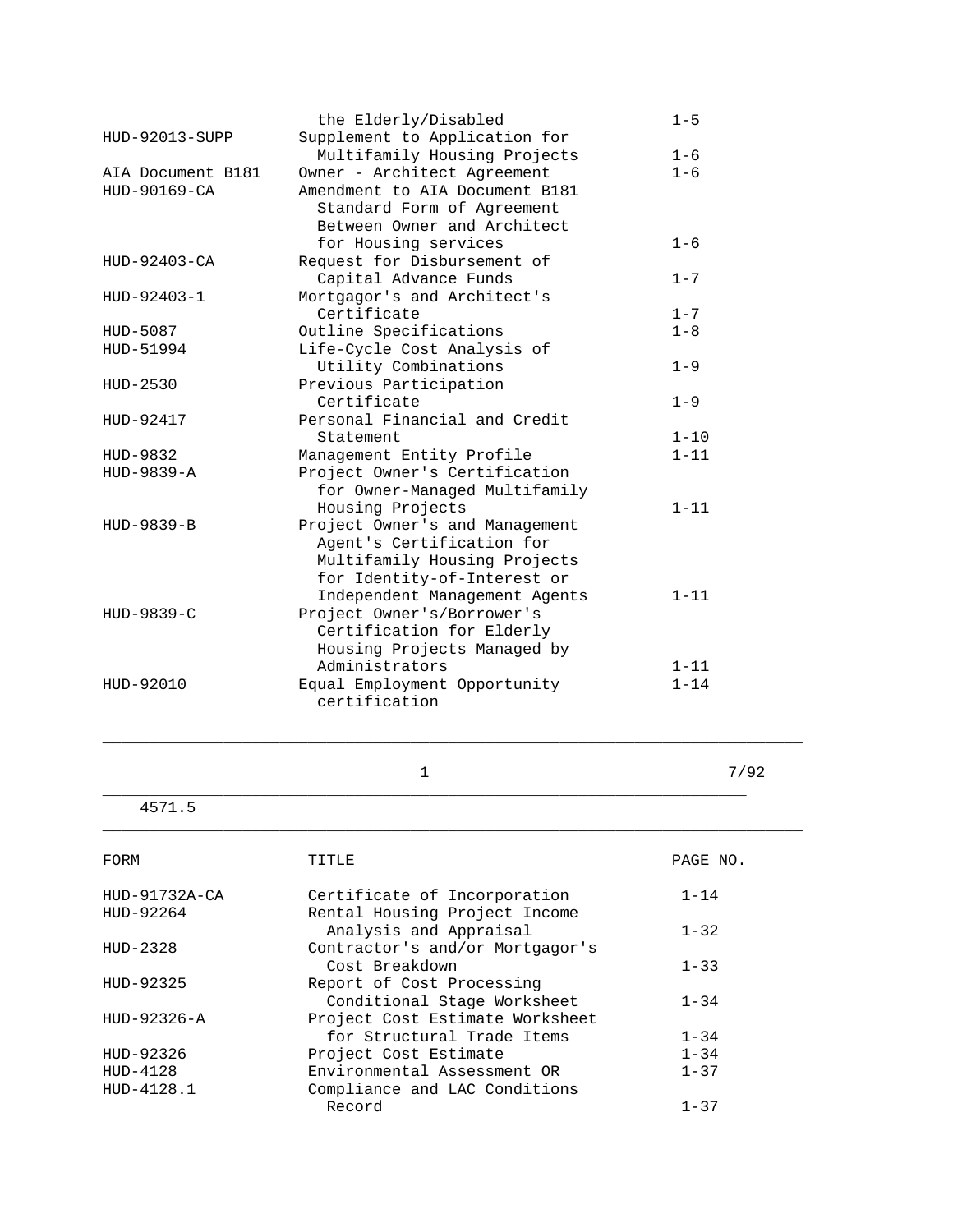| FORM | TITLE | PAGE NO. |
|---|---|---|
| | the Elderly/Disabled | 1-5 |
| HUD-92013-SUPP | Supplement to Application for Multifamily Housing Projects | 1-6 |
| AIA Document B181 | Owner - Architect Agreement | 1-6 |
| HUD-90169-CA | Amendment to AIA Document B181 Standard Form of Agreement Between Owner and Architect for Housing services | 1-6 |
| HUD-92403-CA | Request for Disbursement of Capital Advance Funds | 1-7 |
| HUD-92403-1 | Mortgagor's and Architect's Certificate | 1-7 |
| HUD-5087 | Outline Specifications | 1-8 |
| HUD-51994 | Life-Cycle Cost Analysis of Utility Combinations | 1-9 |
| HUD-2530 | Previous Participation Certificate | 1-9 |
| HUD-92417 | Personal Financial and Credit Statement | 1-10 |
| HUD-9832 | Management Entity Profile | 1-11 |
| HUD-9839-A | Project Owner's Certification for Owner-Managed Multifamily Housing Projects | 1-11 |
| HUD-9839-B | Project Owner's and Management Agent's Certification for Multifamily Housing Projects for Identity-of-Interest or Independent Management Agents | 1-11 |
| HUD-9839-C | Project Owner's/Borrower's Certification for Elderly Housing Projects Managed by Administrators | 1-11 |
| HUD-92010 | Equal Employment Opportunity certification | 1-14 |
| HUD-91732A-CA | Certificate of Incorporation | 1-14 |
| HUD-92264 | Rental Housing Project Income Analysis and Appraisal | 1-32 |
| HUD-2328 | Contractor's and/or Mortgagor's Cost Breakdown | 1-33 |
| HUD-92325 | Report of Cost Processing Conditional Stage Worksheet | 1-34 |
| HUD-92326-A | Project Cost Estimate Worksheet for Structural Trade Items | 1-34 |
| HUD-92326 | Project Cost Estimate | 1-34 |
| HUD-4128 | Environmental Assessment OR | 1-37 |
| HUD-4128.1 | Compliance and LAC Conditions Record | 1-37 |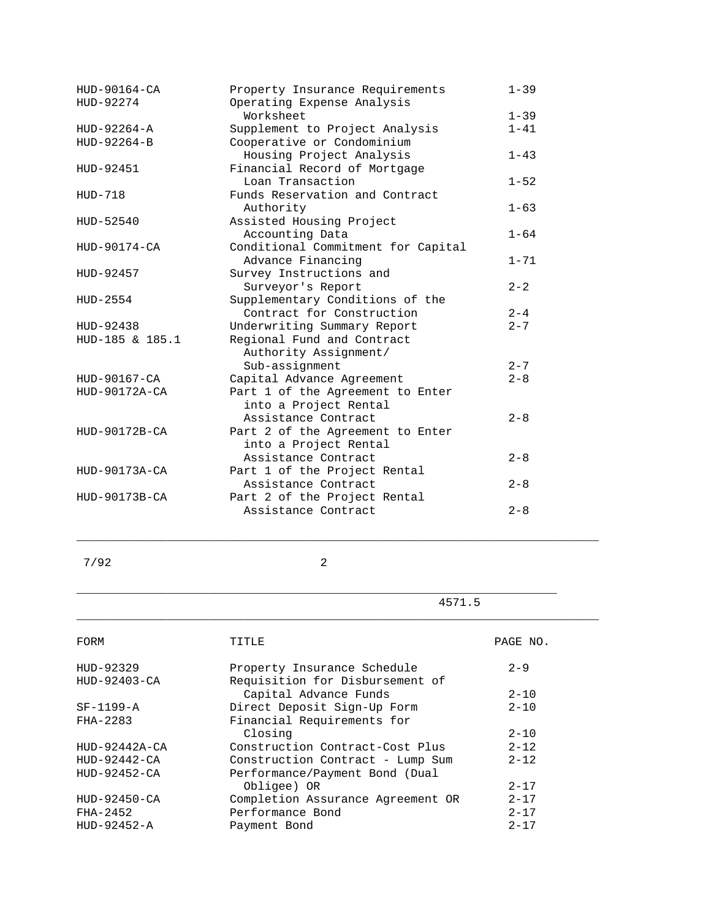| FORM | TITLE | PAGE NO. |
|---|---|---|
| HUD-90164-CA | Property Insurance Requirements | 1-39 |
| HUD-92274 | Operating Expense Analysis Worksheet | 1-39 |
| HUD-92264-A | Supplement to Project Analysis | 1-41 |
| HUD-92264-B | Cooperative or Condominium Housing Project Analysis | 1-43 |
| HUD-92451 | Financial Record of Mortgage Loan Transaction | 1-52 |
| HUD-718 | Funds Reservation and Contract Authority | 1-63 |
| HUD-52540 | Assisted Housing Project Accounting Data | 1-64 |
| HUD-90174-CA | Conditional Commitment for Capital Advance Financing | 1-71 |
| HUD-92457 | Survey Instructions and Surveyor's Report | 2-2 |
| HUD-2554 | Supplementary Conditions of the Contract for Construction | 2-4 |
| HUD-92438 | Underwriting Summary Report | 2-7 |
| HUD-185 & 185.1 | Regional Fund and Contract Authority Assignment/ Sub-assignment | 2-7 |
| HUD-90167-CA | Capital Advance Agreement | 2-8 |
| HUD-90172A-CA | Part 1 of the Agreement to Enter into a Project Rental Assistance Contract | 2-8 |
| HUD-90172B-CA | Part 2 of the Agreement to Enter into a Project Rental Assistance Contract | 2-8 |
| HUD-90173A-CA | Part 1 of the Project Rental Assistance Contract | 2-8 |
| HUD-90173B-CA | Part 2 of the Project Rental Assistance Contract | 2-8 |
| HUD-92329 | Property Insurance Schedule | 2-9 |
| HUD-92403-CA | Requisition for Disbursement of Capital Advance Funds | 2-10 |
| SF-1199-A | Direct Deposit Sign-Up Form | 2-10 |
| FHA-2283 | Financial Requirements for Closing | 2-10 |
| HUD-92442A-CA | Construction Contract-Cost Plus | 2-12 |
| HUD-92442-CA | Construction Contract - Lump Sum | 2-12 |
| HUD-92452-CA | Performance/Payment Bond (Dual Obligee) OR | 2-17 |
| HUD-92450-CA | Completion Assurance Agreement OR | 2-17 |
| FHA-2452 | Performance Bond | 2-17 |
| HUD-92452-A | Payment Bond | 2-17 |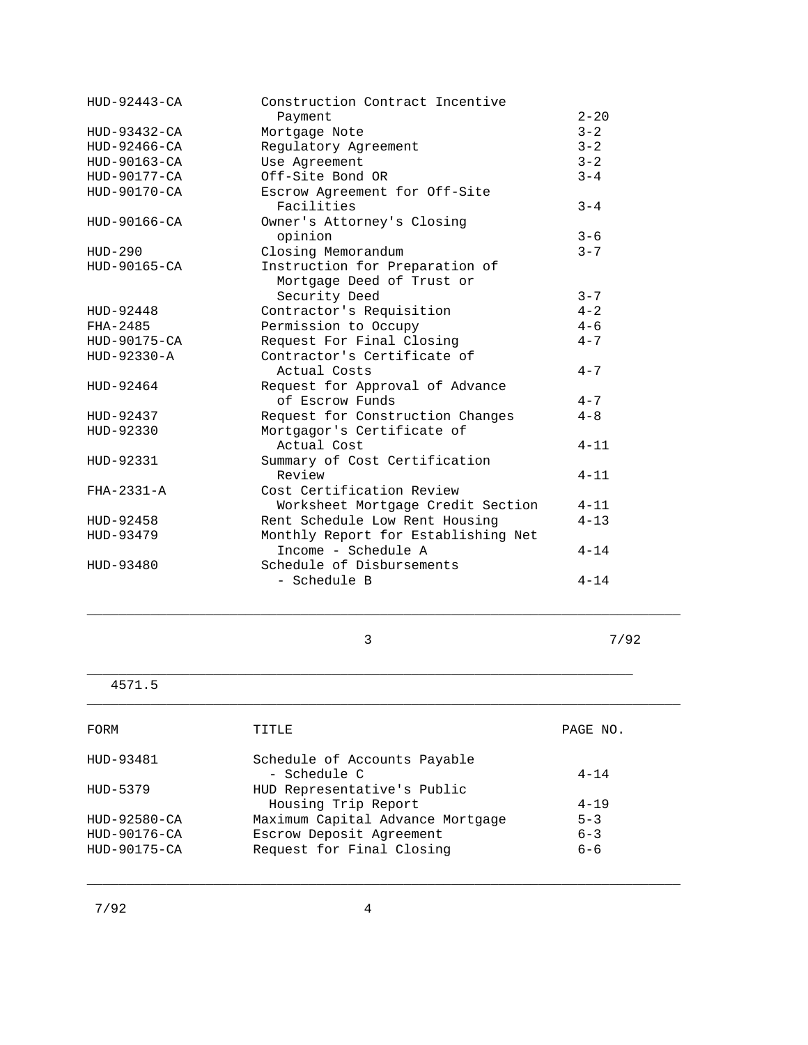| FORM | TITLE | PAGE NO. |
|---|---|---|
| HUD-92443-CA | Construction Contract Incentive Payment | 2-20 |
| HUD-93432-CA | Mortgage Note | 3-2 |
| HUD-92466-CA | Regulatory Agreement | 3-2 |
| HUD-90163-CA | Use Agreement | 3-2 |
| HUD-90177-CA | Off-Site Bond OR | 3-4 |
| HUD-90170-CA | Escrow Agreement for Off-Site Facilities | 3-4 |
| HUD-90166-CA | Owner's Attorney's Closing opinion | 3-6 |
| HUD-290 | Closing Memorandum | 3-7 |
| HUD-90165-CA | Instruction for Preparation of Mortgage Deed of Trust or Security Deed | 3-7 |
| HUD-92448 | Contractor's Requisition | 4-2 |
| FHA-2485 | Permission to Occupy | 4-6 |
| HUD-90175-CA | Request For Final Closing | 4-7 |
| HUD-92330-A | Contractor's Certificate of Actual Costs | 4-7 |
| HUD-92464 | Request for Approval of Advance of Escrow Funds | 4-7 |
| HUD-92437 | Request for Construction Changes | 4-8 |
| HUD-92330 | Mortgagor's Certificate of Actual Cost | 4-11 |
| HUD-92331 | Summary of Cost Certification Review | 4-11 |
| FHA-2331-A | Cost Certification Review Worksheet Mortgage Credit Section | 4-11 |
| HUD-92458 | Rent Schedule Low Rent Housing | 4-13 |
| HUD-93479 | Monthly Report for Establishing Net Income - Schedule A | 4-14 |
| HUD-93480 | Schedule of Disbursements - Schedule B | 4-14 |
| HUD-93481 | Schedule of Accounts Payable - Schedule C | 4-14 |
| HUD-5379 | HUD Representative's Public Housing Trip Report | 4-19 |
| HUD-92580-CA | Maximum Capital Advance Mortgage | 5-3 |
| HUD-90176-CA | Escrow Deposit Agreement | 6-3 |
| HUD-90175-CA | Request for Final Closing | 6-6 |